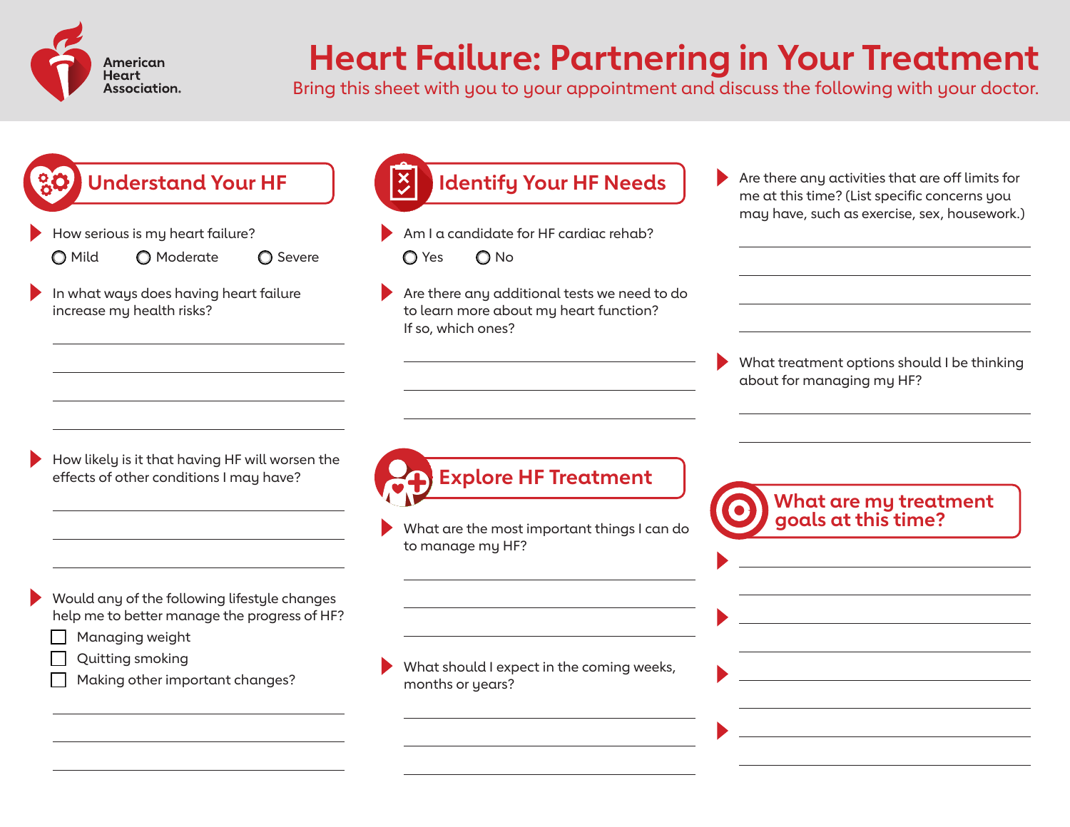American Heart Association.

# Heart Failure: Partnering in Your Treatment

Bring this sheet with you to your appointment and discuss the following with your doctor.

## Understand Your HF

- How serious is my heart failure?
  - ○ Mild ○ Moderate ○ Severe
- In what ways does having heart failure increase my health risks?

_______________________________________________
_______________________________________________
_______________________________________________
_______________________________________________

- How likely is it that having HF will worsen the effects of other conditions I may have?

_______________________________________________
_______________________________________________
_______________________________________________

- Would any of the following lifestyle changes help me to better manage the progress of HF?
  - ☐ Managing weight
  - ☐ Quitting smoking
  - ☐ Making other important changes?

_______________________________________________
_______________________________________________
_______________________________________________

## Identify Your HF Needs

- Am I a candidate for HF cardiac rehab?
  - ○ Yes ○ No
- Are there any additional tests we need to do to learn more about my heart function? If so, which ones?

_______________________________________________
_______________________________________________
_______________________________________________

## Explore HF Treatment

- What are the most important things I can do to manage my HF?

_______________________________________________
_______________________________________________
_______________________________________________

- What should I expect in the coming weeks, months or years?

_______________________________________________
_______________________________________________
_______________________________________________

- Are there any activities that are off limits for me at this time? (List specific concerns you may have, such as exercise, sex, housework.)

_______________________________________________
_______________________________________________
_______________________________________________
_______________________________________________

- What treatment options should I be thinking about for managing my HF?

_______________________________________________
_______________________________________________

## What are my treatment goals at this time?

- _______________________________________________
_______________________________________________
- _______________________________________________
_______________________________________________
- _______________________________________________
_______________________________________________
- _______________________________________________
_______________________________________________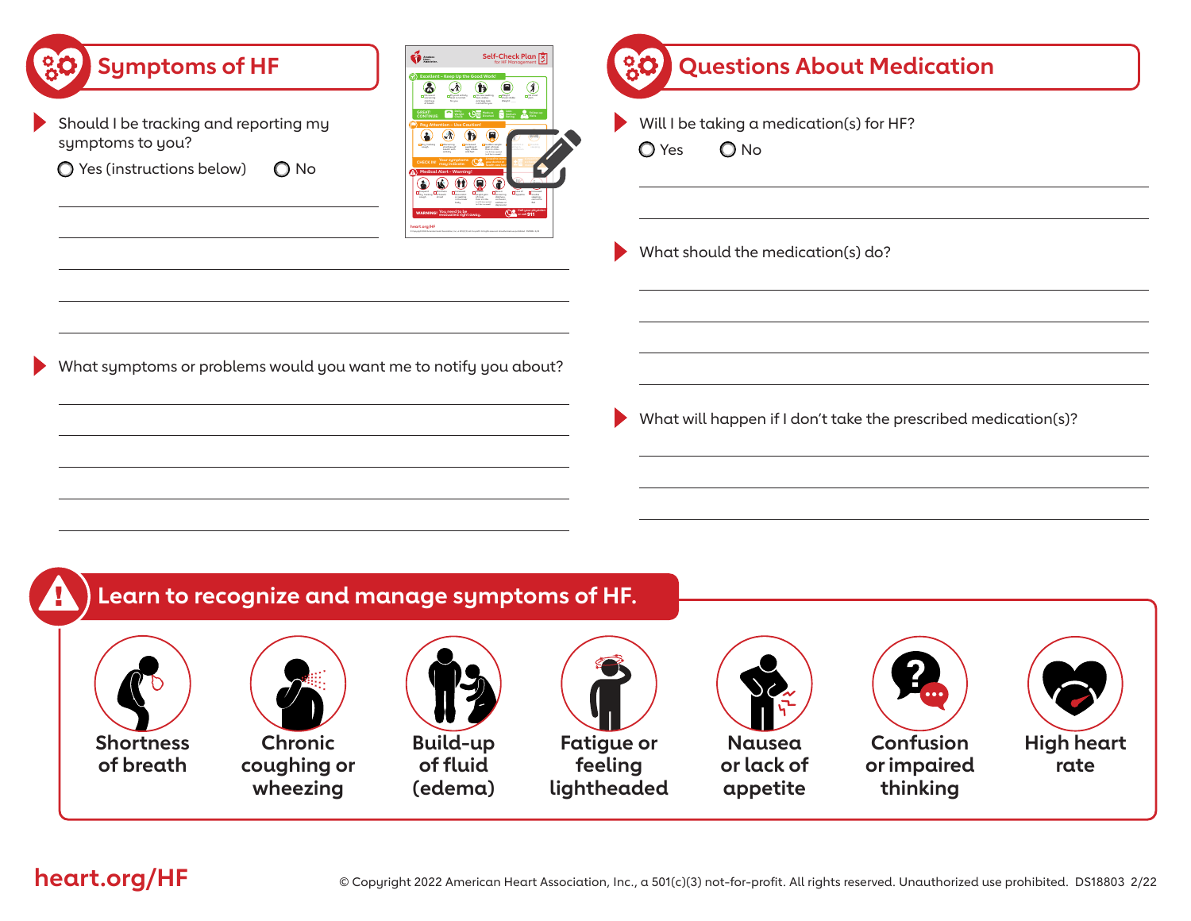## Symptoms of HF

Should I be tracking and reporting my symptoms to you?

◯ Yes (instructions below) ◯ No

What symptoms or problems would you want me to notify you about?

## Questions About Medication

Will I be taking a medication(s) for HF?

◯ Yes ◯ No

What should the medication(s) do?

What will happen if I don't take the prescribed medication(s)?

## Learn to recognize and manage symptoms of HF.

- Shortness of breath
- Chronic coughing or wheezing
- Build-up of fluid (edema)
- Fatigue or feeling lightheaded
- Nausea or lack of appetite
- Confusion or impaired thinking
- High heart rate

heart.org/HF

© Copyright 2022 American Heart Association, Inc., a 501(c)(3) not-for-profit. All rights reserved. Unauthorized use prohibited. DS18803 2/22